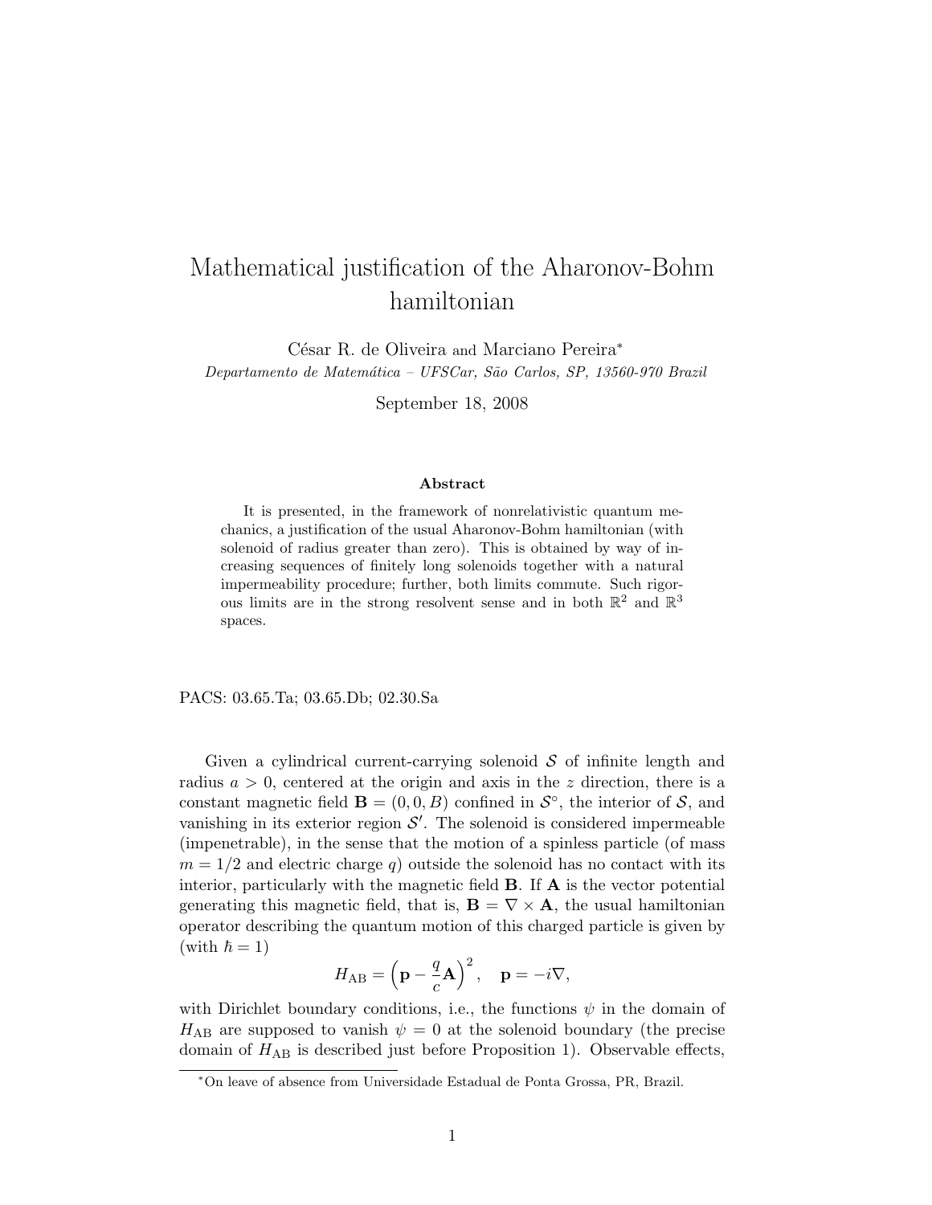# Mathematical justification of the Aharonov-Bohm hamiltonian

César R. de Oliveira and Marciano Pereira[*]

*Departamento de Matemática – UFSCar, São Carlos, SP, 13560-970 Brazil*

September 18, 2008

### Abstract

It is presented, in the framework of nonrelativistic quantum mechanics, a justification of the usual Aharonov-Bohm hamiltonian (with solenoid of radius greater than zero). This is obtained by way of increasing sequences of finitely long solenoids together with a natural impermeability procedure; further, both limits commute. Such rigorous limits are in the strong resolvent sense and in both $\mathbb{R}^2$ and $\mathbb{R}^3$ spaces.

PACS: 03.65.Ta; 03.65.Db; 02.30.Sa

Given a cylindrical current-carrying solenoid $\mathcal{S}$ of infinite length and radius $a > 0$, centered at the origin and axis in the $z$ direction, there is a constant magnetic field $\mathbf{B} = (0, 0, B)$ confined in $\mathcal{S}^\circ$, the interior of $\mathcal{S}$, and vanishing in its exterior region $\mathcal{S}'$. The solenoid is considered impermeable (impenetrable), in the sense that the motion of a spinless particle (of mass $m = 1/2$ and electric charge $q$) outside the solenoid has no contact with its interior, particularly with the magnetic field $\mathbf{B}$. If $\mathbf{A}$ is the vector potential generating this magnetic field, that is, $\mathbf{B} = \nabla \times \mathbf{A}$, the usual hamiltonian operator describing the quantum motion of this charged particle is given by (with $\hbar = 1$)

$$H_{\mathrm{AB}} = \left(\mathbf{p} - \frac{q}{c}\mathbf{A}\right)^2, \quad \mathbf{p} = -i\nabla,$$

with Dirichlet boundary conditions, i.e., the functions $\psi$ in the domain of $H_{\mathrm{AB}}$ are supposed to vanish $\psi = 0$ at the solenoid boundary (the precise domain of $H_{\mathrm{AB}}$ is described just before Proposition 1). Observable effects,

[*] On leave of absence from Universidade Estadual de Ponta Grossa, PR, Brazil.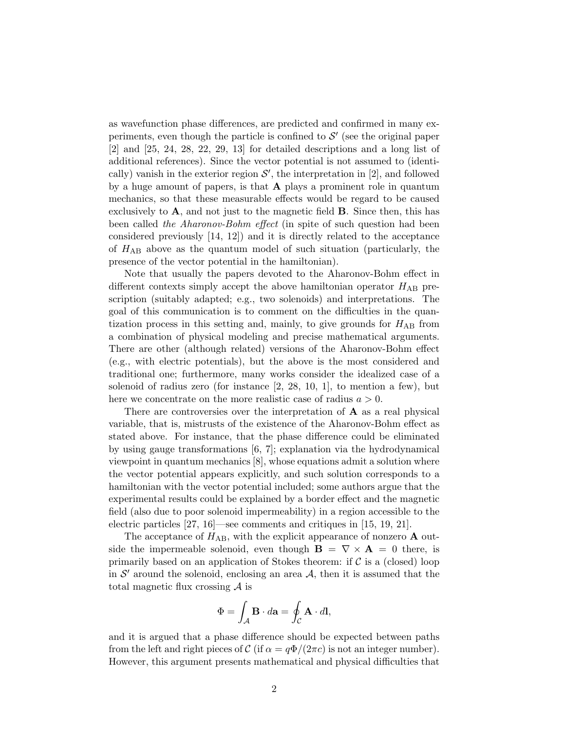as wavefunction phase differences, are predicted and confirmed in many experiments, even though the particle is confined to $\mathcal{S}'$ (see the original paper [2] and [25, 24, 28, 22, 29, 13] for detailed descriptions and a long list of additional references). Since the vector potential is not assumed to (identically) vanish in the exterior region $\mathcal{S}'$, the interpretation in [2], and followed by a huge amount of papers, is that $\mathbf{A}$ plays a prominent role in quantum mechanics, so that these measurable effects would be regard to be caused exclusively to $\mathbf{A}$, and not just to the magnetic field $\mathbf{B}$. Since then, this has been called *the Aharonov-Bohm effect* (in spite of such question had been considered previously [14, 12]) and it is directly related to the acceptance of $H_{\mathrm{AB}}$ above as the quantum model of such situation (particularly, the presence of the vector potential in the hamiltonian).

Note that usually the papers devoted to the Aharonov-Bohm effect in different contexts simply accept the above hamiltonian operator $H_{\mathrm{AB}}$ prescription (suitably adapted; e.g., two solenoids) and interpretations. The goal of this communication is to comment on the difficulties in the quantization process in this setting and, mainly, to give grounds for $H_{\mathrm{AB}}$ from a combination of physical modeling and precise mathematical arguments. There are other (although related) versions of the Aharonov-Bohm effect (e.g., with electric potentials), but the above is the most considered and traditional one; furthermore, many works consider the idealized case of a solenoid of radius zero (for instance [2, 28, 10, 1], to mention a few), but here we concentrate on the more realistic case of radius $a > 0$.

There are controversies over the interpretation of $\mathbf{A}$ as a real physical variable, that is, mistrusts of the existence of the Aharonov-Bohm effect as stated above. For instance, that the phase difference could be eliminated by using gauge transformations [6, 7]; explanation via the hydrodynamical viewpoint in quantum mechanics [8], whose equations admit a solution where the vector potential appears explicitly, and such solution corresponds to a hamiltonian with the vector potential included; some authors argue that the experimental results could be explained by a border effect and the magnetic field (also due to poor solenoid impermeability) in a region accessible to the electric particles [27, 16]—see comments and critiques in [15, 19, 21].

The acceptance of $H_{\mathrm{AB}}$, with the explicit appearance of nonzero $\mathbf{A}$ outside the impermeable solenoid, even though $\mathbf{B} = \nabla \times \mathbf{A} = 0$ there, is primarily based on an application of Stokes theorem: if $\mathcal{C}$ is a (closed) loop in $\mathcal{S}'$ around the solenoid, enclosing an area $\mathcal{A}$, then it is assumed that the total magnetic flux crossing $\mathcal{A}$ is

$$\Phi = \int_{\mathcal{A}} \mathbf{B} \cdot d\mathbf{a} = \oint_{\mathcal{C}} \mathbf{A} \cdot d\mathbf{l},$$

and it is argued that a phase difference should be expected between paths from the left and right pieces of $\mathcal{C}$ (if $\alpha = q\Phi/(2\pi c)$ is not an integer number). However, this argument presents mathematical and physical difficulties that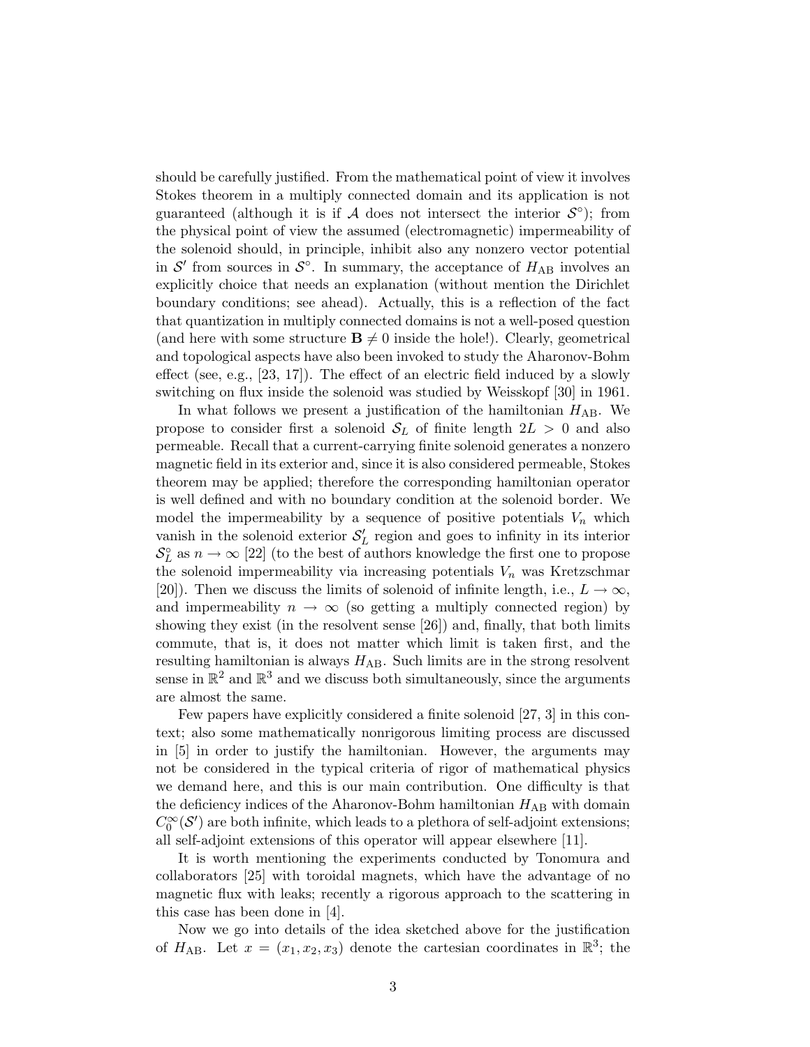should be carefully justified. From the mathematical point of view it involves Stokes theorem in a multiply connected domain and its application is not guaranteed (although it is if $\mathcal{A}$ does not intersect the interior $\mathcal{S}^\circ$); from the physical point of view the assumed (electromagnetic) impermeability of the solenoid should, in principle, inhibit also any nonzero vector potential in $\mathcal{S}'$ from sources in $\mathcal{S}^\circ$. In summary, the acceptance of $H_{\rm AB}$ involves an explicitly choice that needs an explanation (without mention the Dirichlet boundary conditions; see ahead). Actually, this is a reflection of the fact that quantization in multiply connected domains is not a well-posed question (and here with some structure $\mathbf{B} \neq 0$ inside the hole!). Clearly, geometrical and topological aspects have also been invoked to study the Aharonov-Bohm effect (see, e.g., [23, 17]). The effect of an electric field induced by a slowly switching on flux inside the solenoid was studied by Weisskopf [30] in 1961.

In what follows we present a justification of the hamiltonian $H_{\rm AB}$. We propose to consider first a solenoid $\mathcal{S}_L$ of finite length $2L > 0$ and also permeable. Recall that a current-carrying finite solenoid generates a nonzero magnetic field in its exterior and, since it is also considered permeable, Stokes theorem may be applied; therefore the corresponding hamiltonian operator is well defined and with no boundary condition at the solenoid border. We model the impermeability by a sequence of positive potentials $V_n$ which vanish in the solenoid exterior $\mathcal{S}'_L$ region and goes to infinity in its interior $\mathcal{S}^\circ_L$ as $n \to \infty$ [22] (to the best of authors knowledge the first one to propose the solenoid impermeability via increasing potentials $V_n$ was Kretzschmar [20]). Then we discuss the limits of solenoid of infinite length, i.e., $L \to \infty$, and impermeability $n \to \infty$ (so getting a multiply connected region) by showing they exist (in the resolvent sense [26]) and, finally, that both limits commute, that is, it does not matter which limit is taken first, and the resulting hamiltonian is always $H_{\rm AB}$. Such limits are in the strong resolvent sense in $\mathbb{R}^2$ and $\mathbb{R}^3$ and we discuss both simultaneously, since the arguments are almost the same.

Few papers have explicitly considered a finite solenoid [27, 3] in this context; also some mathematically nonrigorous limiting process are discussed in [5] in order to justify the hamiltonian. However, the arguments may not be considered in the typical criteria of rigor of mathematical physics we demand here, and this is our main contribution. One difficulty is that the deficiency indices of the Aharonov-Bohm hamiltonian $H_{\rm AB}$ with domain $C_0^\infty(\mathcal{S}')$ are both infinite, which leads to a plethora of self-adjoint extensions; all self-adjoint extensions of this operator will appear elsewhere [11].

It is worth mentioning the experiments conducted by Tonomura and collaborators [25] with toroidal magnets, which have the advantage of no magnetic flux with leaks; recently a rigorous approach to the scattering in this case has been done in [4].

Now we go into details of the idea sketched above for the justification of $H_{\rm AB}$. Let $x = (x_1, x_2, x_3)$ denote the cartesian coordinates in $\mathbb{R}^3$; the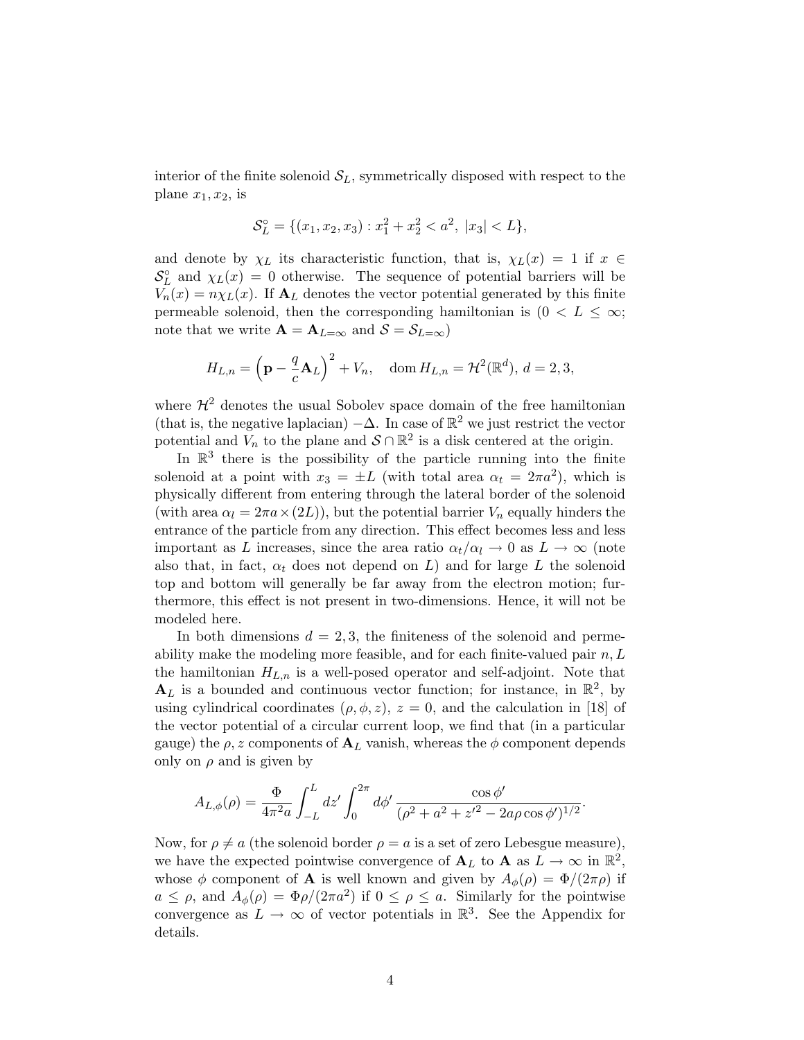interior of the finite solenoid $\mathcal{S}_L$, symmetrically disposed with respect to the plane $x_1, x_2$, is

$$\mathcal{S}_L^\circ = \{(x_1, x_2, x_3) : x_1^2 + x_2^2 < a^2,\ |x_3| < L\},$$

and denote by $\chi_L$ its characteristic function, that is, $\chi_L(x) = 1$ if $x \in \mathcal{S}_L^\circ$ and $\chi_L(x) = 0$ otherwise. The sequence of potential barriers will be $V_n(x) = n\chi_L(x)$. If $\mathbf{A}_L$ denotes the vector potential generated by this finite permeable solenoid, then the corresponding hamiltonian is ($0 < L \leq \infty$; note that we write $\mathbf{A} = \mathbf{A}_{L=\infty}$ and $\mathcal{S} = \mathcal{S}_{L=\infty}$)

$$H_{L,n} = \left(\mathbf{p} - \frac{q}{c}\mathbf{A}_L\right)^2 + V_n, \quad \operatorname{dom} H_{L,n} = \mathcal{H}^2(\mathbb{R}^d),\ d = 2, 3,$$

where $\mathcal{H}^2$ denotes the usual Sobolev space domain of the free hamiltonian (that is, the negative laplacian) $-\Delta$. In case of $\mathbb{R}^2$ we just restrict the vector potential and $V_n$ to the plane and $\mathcal{S} \cap \mathbb{R}^2$ is a disk centered at the origin.

In $\mathbb{R}^3$ there is the possibility of the particle running into the finite solenoid at a point with $x_3 = \pm L$ (with total area $\alpha_t = 2\pi a^2$), which is physically different from entering through the lateral border of the solenoid (with area $\alpha_l = 2\pi a \times (2L)$), but the potential barrier $V_n$ equally hinders the entrance of the particle from any direction. This effect becomes less and less important as $L$ increases, since the area ratio $\alpha_t/\alpha_l \to 0$ as $L \to \infty$ (note also that, in fact, $\alpha_t$ does not depend on $L$) and for large $L$ the solenoid top and bottom will generally be far away from the electron motion; furthermore, this effect is not present in two-dimensions. Hence, it will not be modeled here.

In both dimensions $d = 2, 3$, the finiteness of the solenoid and permeability make the modeling more feasible, and for each finite-valued pair $n, L$ the hamiltonian $H_{L,n}$ is a well-posed operator and self-adjoint. Note that $\mathbf{A}_L$ is a bounded and continuous vector function; for instance, in $\mathbb{R}^2$, by using cylindrical coordinates $(\rho, \phi, z)$, $z = 0$, and the calculation in [18] of the vector potential of a circular current loop, we find that (in a particular gauge) the $\rho, z$ components of $\mathbf{A}_L$ vanish, whereas the $\phi$ component depends only on $\rho$ and is given by

$$A_{L,\phi}(\rho) = \frac{\Phi}{4\pi^2 a} \int_{-L}^{L} dz' \int_0^{2\pi} d\phi' \, \frac{\cos\phi'}{(\rho^2 + a^2 + z'^2 - 2a\rho\cos\phi')^{1/2}}.$$

Now, for $\rho \neq a$ (the solenoid border $\rho = a$ is a set of zero Lebesgue measure), we have the expected pointwise convergence of $\mathbf{A}_L$ to $\mathbf{A}$ as $L \to \infty$ in $\mathbb{R}^2$, whose $\phi$ component of $\mathbf{A}$ is well known and given by $A_\phi(\rho) = \Phi/(2\pi\rho)$ if $a \leq \rho$, and $A_\phi(\rho) = \Phi\rho/(2\pi a^2)$ if $0 \leq \rho \leq a$. Similarly for the pointwise convergence as $L \to \infty$ of vector potentials in $\mathbb{R}^3$. See the Appendix for details.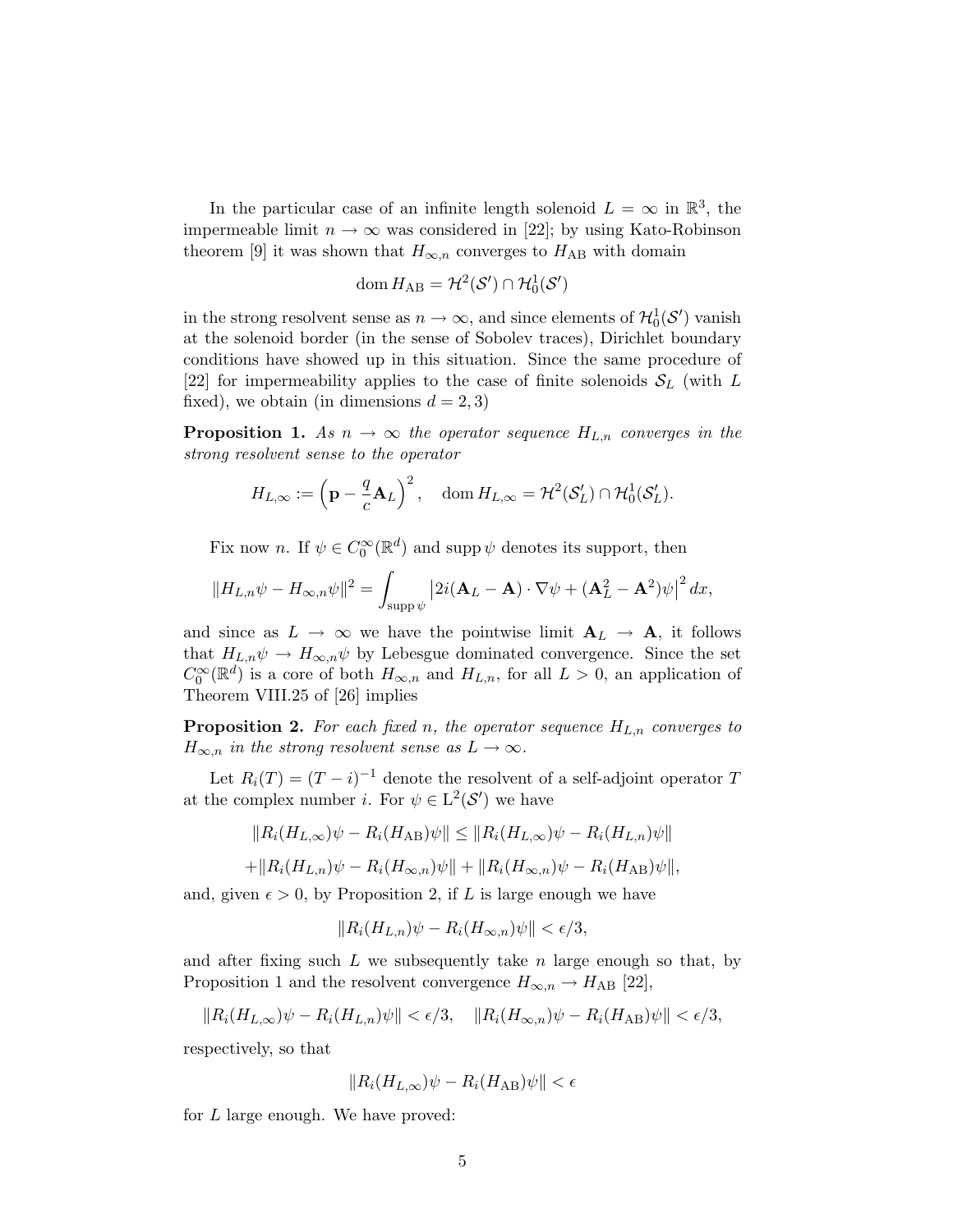In the particular case of an infinite length solenoid $L = \infty$ in $\mathbb{R}^3$, the impermeable limit $n \to \infty$ was considered in [22]; by using Kato-Robinson theorem [9] it was shown that $H_{\infty,n}$ converges to $H_{\rm AB}$ with domain

$$\operatorname{dom} H_{\rm AB} = \mathcal{H}^2(\mathcal{S}') \cap \mathcal{H}_0^1(\mathcal{S}')$$

in the strong resolvent sense as $n \to \infty$, and since elements of $\mathcal{H}_0^1(\mathcal{S}')$ vanish at the solenoid border (in the sense of Sobolev traces), Dirichlet boundary conditions have showed up in this situation. Since the same procedure of [22] for impermeability applies to the case of finite solenoids $\mathcal{S}_L$ (with $L$ fixed), we obtain (in dimensions $d = 2, 3$)

**Proposition 1.** *As $n \to \infty$ the operator sequence $H_{L,n}$ converges in the strong resolvent sense to the operator*

$$H_{L,\infty} := \left(\mathbf{p} - \frac{q}{c}\mathbf{A}_L\right)^2, \quad \operatorname{dom} H_{L,\infty} = \mathcal{H}^2(\mathcal{S}'_L) \cap \mathcal{H}_0^1(\mathcal{S}'_L).$$

Fix now $n$. If $\psi \in C_0^\infty(\mathbb{R}^d)$ and $\operatorname{supp}\psi$ denotes its support, then

$$\|H_{L,n}\psi - H_{\infty,n}\psi\|^2 = \int_{\operatorname{supp}\psi} \left|2i(\mathbf{A}_L - \mathbf{A}) \cdot \nabla\psi + (\mathbf{A}_L^2 - \mathbf{A}^2)\psi\right|^2 dx,$$

and since as $L \to \infty$ we have the pointwise limit $\mathbf{A}_L \to \mathbf{A}$, it follows that $H_{L,n}\psi \to H_{\infty,n}\psi$ by Lebesgue dominated convergence. Since the set $C_0^\infty(\mathbb{R}^d)$ is a core of both $H_{\infty,n}$ and $H_{L,n}$, for all $L > 0$, an application of Theorem VIII.25 of [26] implies

**Proposition 2.** *For each fixed $n$, the operator sequence $H_{L,n}$ converges to $H_{\infty,n}$ in the strong resolvent sense as $L \to \infty$.*

Let $R_i(T) = (T - i)^{-1}$ denote the resolvent of a self-adjoint operator $T$ at the complex number $i$. For $\psi \in \mathrm{L}^2(\mathcal{S}')$ we have

$$\|R_i(H_{L,\infty})\psi - R_i(H_{\rm AB})\psi\| \le \|R_i(H_{L,\infty})\psi - R_i(H_{L,n})\psi\|$$

$$+\|R_i(H_{L,n})\psi - R_i(H_{\infty,n})\psi\| + \|R_i(H_{\infty,n})\psi - R_i(H_{\rm AB})\psi\|,$$

and, given $\epsilon > 0$, by Proposition 2, if $L$ is large enough we have

$$\|R_i(H_{L,n})\psi - R_i(H_{\infty,n})\psi\| < \epsilon/3,$$

and after fixing such $L$ we subsequently take $n$ large enough so that, by Proposition 1 and the resolvent convergence $H_{\infty,n} \to H_{\rm AB}$ [22],

$$\|R_i(H_{L,\infty})\psi - R_i(H_{L,n})\psi\| < \epsilon/3, \quad \|R_i(H_{\infty,n})\psi - R_i(H_{\rm AB})\psi\| < \epsilon/3,$$

respectively, so that

$$\|R_i(H_{L,\infty})\psi - R_i(H_{\rm AB})\psi\| < \epsilon$$

for $L$ large enough. We have proved: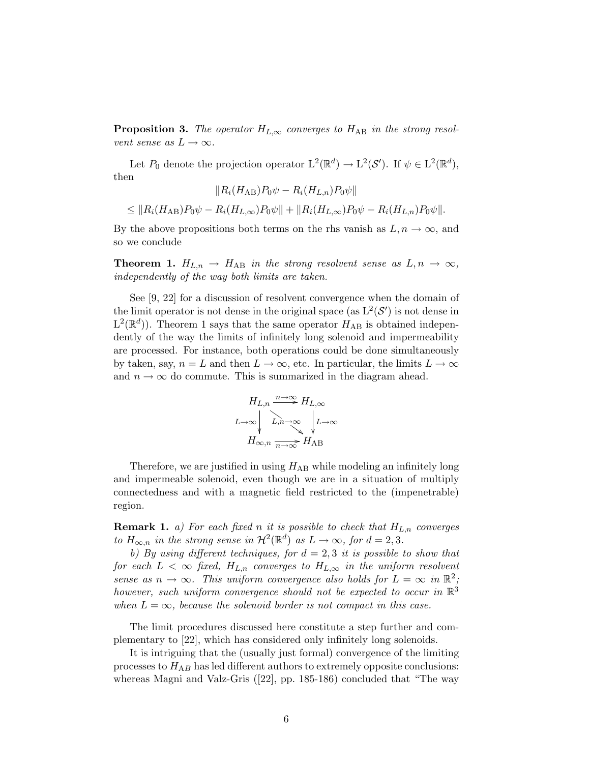**Proposition 3.** *The operator $H_{L,\infty}$ converges to $H_{\rm AB}$ in the strong resolvent sense as $L \to \infty$.*

Let $P_0$ denote the projection operator $\mathrm{L}^2(\mathbb{R}^d) \to \mathrm{L}^2(\mathcal{S}')$. If $\psi \in \mathrm{L}^2(\mathbb{R}^d)$, then

$$\|R_i(H_{\rm AB})P_0\psi - R_i(H_{L,n})P_0\psi\|$$

$$\leq \|R_i(H_{\rm AB})P_0\psi - R_i(H_{L,\infty})P_0\psi\| + \|R_i(H_{L,\infty})P_0\psi - R_i(H_{L,n})P_0\psi\|.$$

By the above propositions both terms on the rhs vanish as $L, n \to \infty$, and so we conclude

**Theorem 1.** *$H_{L,n} \to H_{\rm AB}$ in the strong resolvent sense as $L, n \to \infty$, independently of the way both limits are taken.*

See [9, 22] for a discussion of resolvent convergence when the domain of the limit operator is not dense in the original space (as $\mathrm{L}^2(\mathcal{S}')$ is not dense in $\mathrm{L}^2(\mathbb{R}^d)$). Theorem 1 says that the same operator $H_{\rm AB}$ is obtained independently of the way the limits of infinitely long solenoid and impermeability are processed. For instance, both operations could be done simultaneously by taken, say, $n = L$ and then $L \to \infty$, etc. In particular, the limits $L \to \infty$ and $n \to \infty$ do commute. This is summarized in the diagram ahead.

$$\begin{array}{ccc} H_{L,n} & \xrightarrow{n\to\infty} & H_{L,\infty} \\ {\scriptstyle L\to\infty}\downarrow & \searrow^{L,n\to\infty} & \downarrow{\scriptstyle L\to\infty} \\ H_{\infty,n} & \xrightarrow[n\to\infty]{} & H_{\rm AB} \end{array}$$

Therefore, we are justified in using $H_{\rm AB}$ while modeling an infinitely long and impermeable solenoid, even though we are in a situation of multiply connectedness and with a magnetic field restricted to the (impenetrable) region.

**Remark 1.** *a) For each fixed $n$ it is possible to check that $H_{L,n}$ converges to $H_{\infty,n}$ in the strong sense in $\mathcal{H}^2(\mathbb{R}^d)$ as $L \to \infty$, for $d = 2, 3$.*

*b) By using different techniques, for $d = 2, 3$ it is possible to show that for each $L < \infty$ fixed, $H_{L,n}$ converges to $H_{L,\infty}$ in the uniform resolvent sense as $n \to \infty$. This uniform convergence also holds for $L = \infty$ in $\mathbb{R}^2$; however, such uniform convergence should not be expected to occur in $\mathbb{R}^3$ when $L = \infty$, because the solenoid border is not compact in this case.*

The limit procedures discussed here constitute a step further and complementary to [22], which has considered only infinitely long solenoids.

It is intriguing that the (usually just formal) convergence of the limiting processes to $H_{AB}$ has led different authors to extremely opposite conclusions: whereas Magni and Valz-Gris ([22], pp. 185-186) concluded that "The way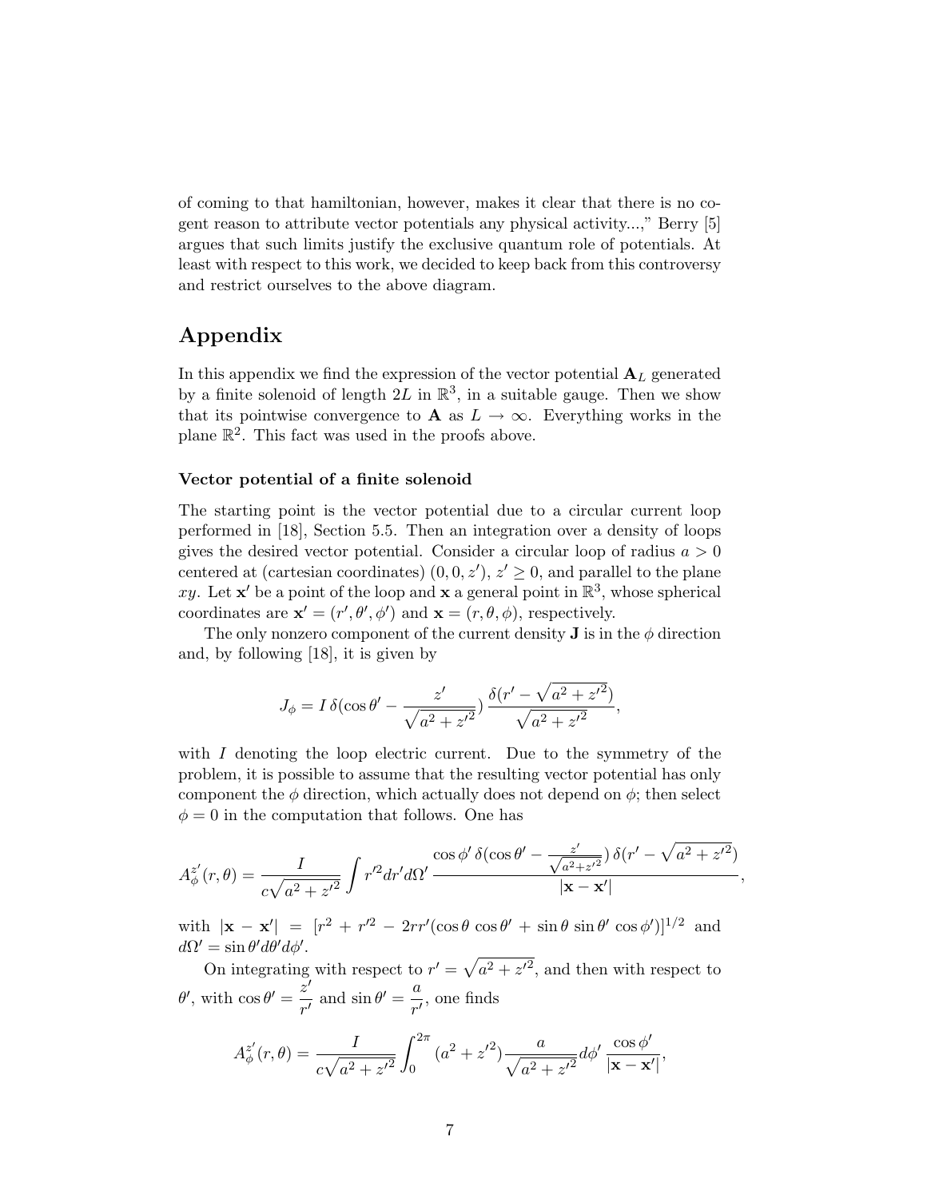of coming to that hamiltonian, however, makes it clear that there is no cogent reason to attribute vector potentials any physical activity...," Berry [5] argues that such limits justify the exclusive quantum role of potentials. At least with respect to this work, we decided to keep back from this controversy and restrict ourselves to the above diagram.

## Appendix

In this appendix we find the expression of the vector potential $\mathbf{A}_L$ generated by a finite solenoid of length $2L$ in $\mathbb{R}^3$, in a suitable gauge. Then we show that its pointwise convergence to $\mathbf{A}$ as $L \to \infty$. Everything works in the plane $\mathbb{R}^2$. This fact was used in the proofs above.

### Vector potential of a finite solenoid

The starting point is the vector potential due to a circular current loop performed in [18], Section 5.5. Then an integration over a density of loops gives the desired vector potential. Consider a circular loop of radius $a > 0$ centered at (cartesian coordinates) $(0, 0, z')$, $z' \geq 0$, and parallel to the plane $xy$. Let $\mathbf{x}'$ be a point of the loop and $\mathbf{x}$ a general point in $\mathbb{R}^3$, whose spherical coordinates are $\mathbf{x}' = (r', \theta', \phi')$ and $\mathbf{x} = (r, \theta, \phi)$, respectively.

The only nonzero component of the current density $\mathbf{J}$ is in the $\phi$ direction and, by following [18], it is given by

$$J_\phi = I\, \delta(\cos\theta' - \frac{z'}{\sqrt{a^2 + z'^2}})\, \frac{\delta(r' - \sqrt{a^2 + z'^2})}{\sqrt{a^2 + z'^2}},$$

with $I$ denoting the loop electric current. Due to the symmetry of the problem, it is possible to assume that the resulting vector potential has only component the $\phi$ direction, which actually does not depend on $\phi$; then select $\phi = 0$ in the computation that follows. One has

$$A_\phi^{z'}(r, \theta) = \frac{I}{c\sqrt{a^2 + z'^2}} \int r'^2 dr' d\Omega' \, \frac{\cos\phi'\, \delta(\cos\theta' - \frac{z'}{\sqrt{a^2+z'^2}})\, \delta(r' - \sqrt{a^2 + z'^2})}{|\mathbf{x} - \mathbf{x}'|},$$

with $|\mathbf{x} - \mathbf{x}'| = [r^2 + r'^2 - 2rr'(\cos\theta\, \cos\theta' + \sin\theta\, \sin\theta'\, \cos\phi')]^{1/2}$ and $d\Omega' = \sin\theta' d\theta' d\phi'$.

On integrating with respect to $r' = \sqrt{a^2 + z'^2}$, and then with respect to $\theta'$, with $\cos\theta' = \dfrac{z'}{r'}$ and $\sin\theta' = \dfrac{a}{r'}$, one finds

$$A_\phi^{z'}(r, \theta) = \frac{I}{c\sqrt{a^2 + z'^2}} \int_0^{2\pi} (a^2 + z'^2) \frac{a}{\sqrt{a^2 + z'^2}} d\phi' \, \frac{\cos\phi'}{|\mathbf{x} - \mathbf{x}'|},$$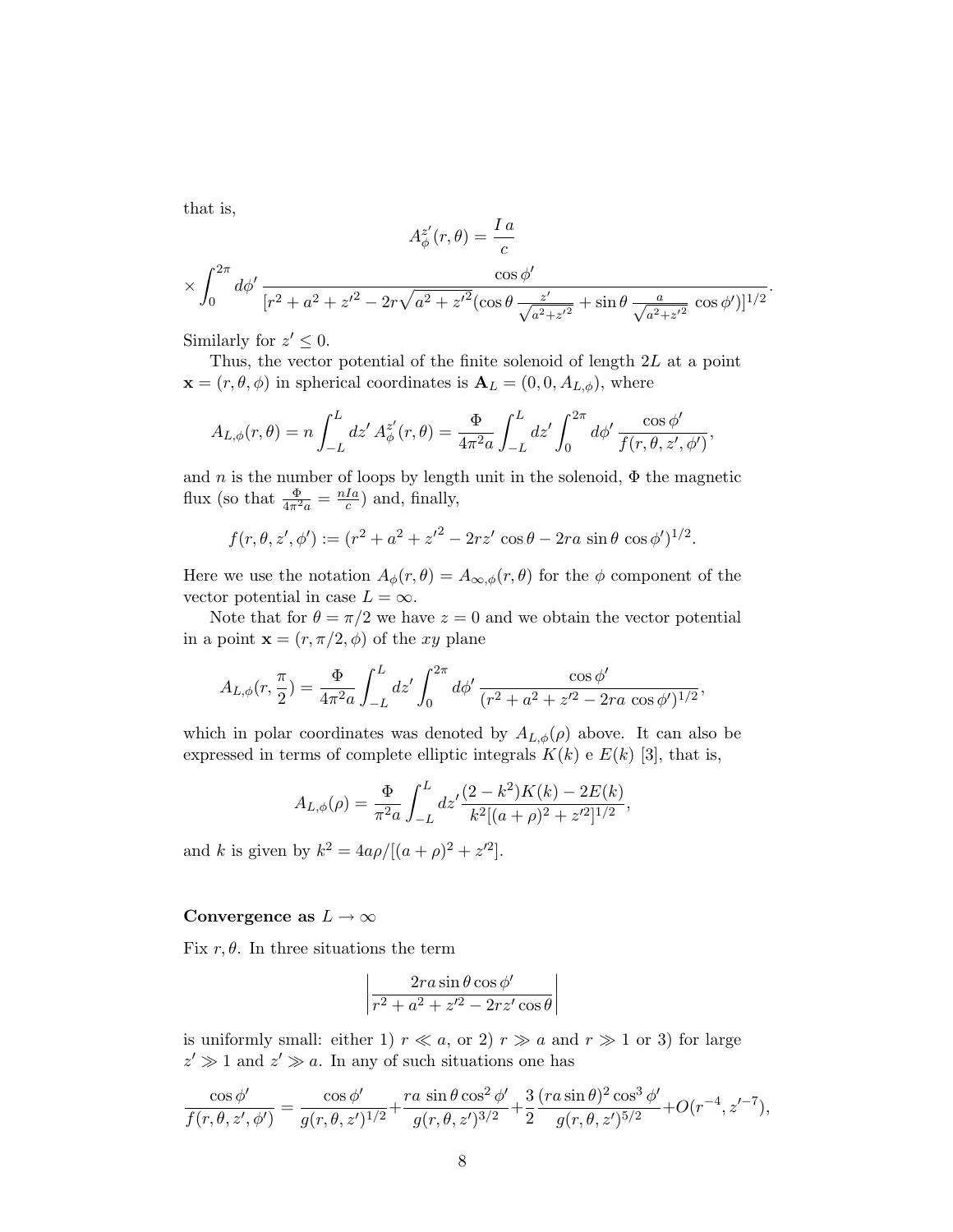that is,

$$A_\phi^{z'}(r,\theta) = \frac{I\,a}{c}$$

$$\times \int_0^{2\pi} d\phi' \, \frac{\cos\phi'}{[r^2+a^2+z'^2 - 2r\sqrt{a^2+z'^2}(\cos\theta \, \frac{z'}{\sqrt{a^2+z'^2}} + \sin\theta \, \frac{a}{\sqrt{a^2+z'^2}} \, \cos\phi')]^{1/2}}.$$

Similarly for $z' \leq 0$.

Thus, the vector potential of the finite solenoid of length $2L$ at a point $\mathbf{x} = (r, \theta, \phi)$ in spherical coordinates is $\mathbf{A}_L = (0, 0, A_{L,\phi})$, where

$$A_{L,\phi}(r,\theta) = n \int_{-L}^{L} dz' \, A_\phi^{z'}(r,\theta) = \frac{\Phi}{4\pi^2 a} \int_{-L}^{L} dz' \int_0^{2\pi} d\phi' \, \frac{\cos\phi'}{f(r,\theta,z',\phi')},$$

and $n$ is the number of loops by length unit in the solenoid, $\Phi$ the magnetic flux (so that $\frac{\Phi}{4\pi^2 a} = \frac{nIa}{c}$) and, finally,

$$f(r,\theta,z',\phi') := (r^2 + a^2 + z'^2 - 2rz' \cos\theta - 2ra \sin\theta \, \cos\phi')^{1/2}.$$

Here we use the notation $A_\phi(r,\theta) = A_{\infty,\phi}(r,\theta)$ for the $\phi$ component of the vector potential in case $L = \infty$.

Note that for $\theta = \pi/2$ we have $z = 0$ and we obtain the vector potential in a point $\mathbf{x} = (r, \pi/2, \phi)$ of the $xy$ plane

$$A_{L,\phi}(r, \frac{\pi}{2}) = \frac{\Phi}{4\pi^2 a} \int_{-L}^{L} dz' \int_0^{2\pi} d\phi' \, \frac{\cos\phi'}{(r^2 + a^2 + z'^2 - 2ra \, \cos\phi')^{1/2}},$$

which in polar coordinates was denoted by $A_{L,\phi}(\rho)$ above. It can also be expressed in terms of complete elliptic integrals $K(k)$ e $E(k)$ [3], that is,

$$A_{L,\phi}(\rho) = \frac{\Phi}{\pi^2 a} \int_{-L}^{L} dz' \frac{(2-k^2)K(k) - 2E(k)}{k^2[(a+\rho)^2 + z'^2]^{1/2}},$$

and $k$ is given by $k^2 = 4a\rho/[(a+\rho)^2 + z'^2]$.

**Convergence as $L \to \infty$**

Fix $r, \theta$. In three situations the term

$$\left| \frac{2ra\sin\theta\cos\phi'}{r^2 + a^2 + z'^2 - 2rz'\cos\theta} \right|$$

is uniformly small: either 1) $r \ll a$, or 2) $r \gg a$ and $r \gg 1$ or 3) for large $z' \gg 1$ and $z' \gg a$. In any of such situations one has

$$\frac{\cos\phi'}{f(r,\theta,z',\phi')} = \frac{\cos\phi'}{g(r,\theta,z')^{1/2}} + \frac{ra\,\sin\theta\cos^2\phi'}{g(r,\theta,z')^{3/2}} + \frac{3}{2}\frac{(ra\sin\theta)^2\cos^3\phi'}{g(r,\theta,z')^{5/2}} + O(r^{-4}, z'^{-7}),$$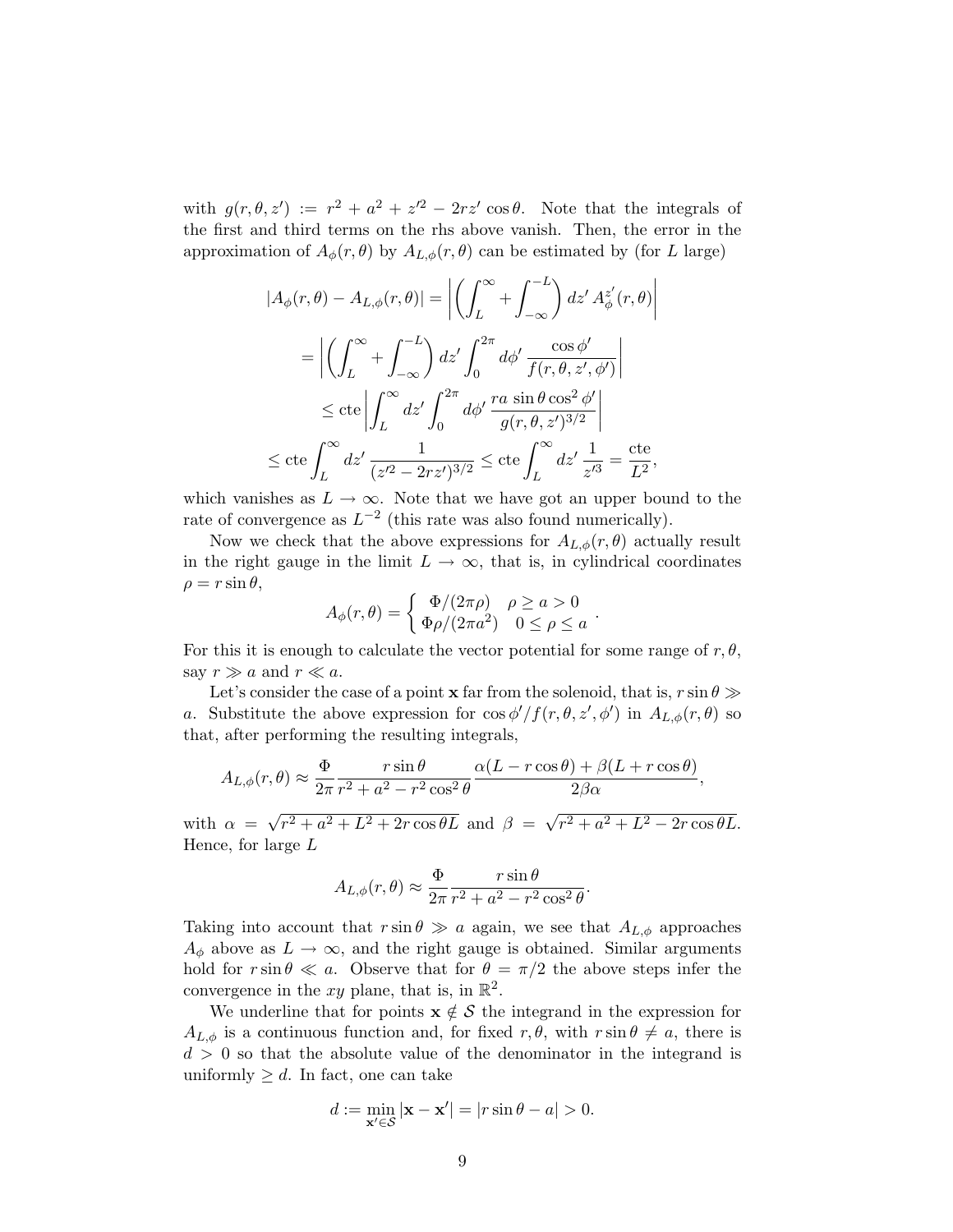with $g(r,\theta,z') := r^2 + a^2 + z'^2 - 2rz'\cos\theta$. Note that the integrals of the first and third terms on the rhs above vanish. Then, the error in the approximation of $A_\phi(r,\theta)$ by $A_{L,\phi}(r,\theta)$ can be estimated by (for $L$ large)

$$
\begin{aligned}
|A_\phi(r,\theta) - A_{L,\phi}(r,\theta)| &= \left| \left( \int_L^\infty + \int_{-\infty}^{-L} \right) dz'\, A_\phi^{z'}(r,\theta) \right| \\
&= \left| \left( \int_L^\infty + \int_{-\infty}^{-L} \right) dz' \int_0^{2\pi} d\phi' \, \frac{\cos\phi'}{f(r,\theta,z',\phi')} \right| \\
&\leq \text{cte} \left| \int_L^\infty dz' \int_0^{2\pi} d\phi' \, \frac{ra\,\sin\theta\cos^2\phi'}{g(r,\theta,z')^{3/2}} \right| \\
\leq \text{cte} \int_L^\infty dz' \, \frac{1}{(z'^2 - 2rz')^{3/2}} &\leq \text{cte} \int_L^\infty dz' \, \frac{1}{z'^3} = \frac{\text{cte}}{L^2},
\end{aligned}
$$

which vanishes as $L \to \infty$. Note that we have got an upper bound to the rate of convergence as $L^{-2}$ (this rate was also found numerically).

Now we check that the above expressions for $A_{L,\phi}(r,\theta)$ actually result in the right gauge in the limit $L \to \infty$, that is, in cylindrical coordinates $\rho = r\sin\theta$,

$$
A_\phi(r,\theta) = \begin{cases} \Phi/(2\pi\rho) & \rho \geq a > 0 \\ \Phi\rho/(2\pi a^2) & 0 \leq \rho \leq a \end{cases}.
$$

For this it is enough to calculate the vector potential for some range of $r, \theta$, say $r \gg a$ and $r \ll a$.

Let's consider the case of a point $\mathbf{x}$ far from the solenoid, that is, $r\sin\theta \gg a$. Substitute the above expression for $\cos\phi'/f(r,\theta,z',\phi')$ in $A_{L,\phi}(r,\theta)$ so that, after performing the resulting integrals,

$$
A_{L,\phi}(r,\theta) \approx \frac{\Phi}{2\pi} \frac{r\sin\theta}{r^2 + a^2 - r^2\cos^2\theta} \frac{\alpha(L - r\cos\theta) + \beta(L + r\cos\theta)}{2\beta\alpha},
$$

with $\alpha = \sqrt{r^2 + a^2 + L^2 + 2r\cos\theta L}$ and $\beta = \sqrt{r^2 + a^2 + L^2 - 2r\cos\theta L}$. Hence, for large $L$

$$
A_{L,\phi}(r,\theta) \approx \frac{\Phi}{2\pi} \frac{r\sin\theta}{r^2 + a^2 - r^2\cos^2\theta}.
$$

Taking into account that $r\sin\theta \gg a$ again, we see that $A_{L,\phi}$ approaches $A_\phi$ above as $L \to \infty$, and the right gauge is obtained. Similar arguments hold for $r\sin\theta \ll a$. Observe that for $\theta = \pi/2$ the above steps infer the convergence in the $xy$ plane, that is, in $\mathbb{R}^2$.

We underline that for points $\mathbf{x} \notin \mathcal{S}$ the integrand in the expression for $A_{L,\phi}$ is a continuous function and, for fixed $r, \theta$, with $r\sin\theta \neq a$, there is $d > 0$ so that the absolute value of the denominator in the integrand is uniformly $\geq d$. In fact, one can take

$$
d := \min_{\mathbf{x}' \in \mathcal{S}} |\mathbf{x} - \mathbf{x}'| = |r\sin\theta - a| > 0.
$$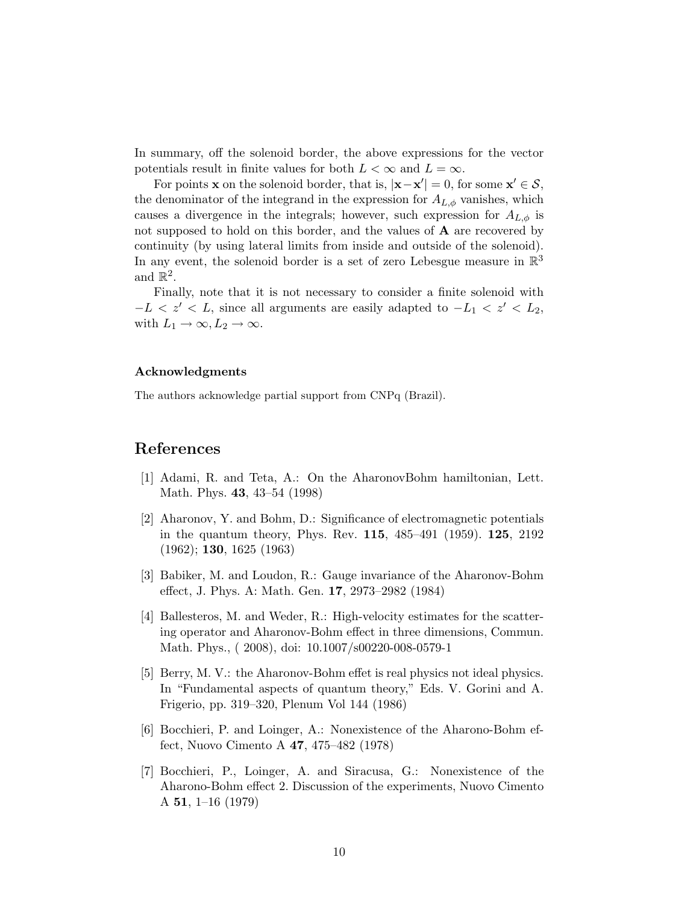In summary, off the solenoid border, the above expressions for the vector potentials result in finite values for both $L < \infty$ and $L = \infty$.

For points $\mathbf{x}$ on the solenoid border, that is, $|\mathbf{x} - \mathbf{x}'| = 0$, for some $\mathbf{x}' \in \mathcal{S}$, the denominator of the integrand in the expression for $A_{L,\phi}$ vanishes, which causes a divergence in the integrals; however, such expression for $A_{L,\phi}$ is not supposed to hold on this border, and the values of $\mathbf{A}$ are recovered by continuity (by using lateral limits from inside and outside of the solenoid). In any event, the solenoid border is a set of zero Lebesgue measure in $\mathbb{R}^3$ and $\mathbb{R}^2$.

Finally, note that it is not necessary to consider a finite solenoid with $-L < z' < L$, since all arguments are easily adapted to $-L_1 < z' < L_2$, with $L_1 \to \infty, L_2 \to \infty$.

#### Acknowledgments

The authors acknowledge partial support from CNPq (Brazil).

## References

[1] Adami, R. and Teta, A.: On the AharonovBohm hamiltonian, Lett. Math. Phys. **43**, 43–54 (1998)

[2] Aharonov, Y. and Bohm, D.: Significance of electromagnetic potentials in the quantum theory, Phys. Rev. **115**, 485–491 (1959). **125**, 2192 (1962); **130**, 1625 (1963)

[3] Babiker, M. and Loudon, R.: Gauge invariance of the Aharonov-Bohm effect, J. Phys. A: Math. Gen. **17**, 2973–2982 (1984)

[4] Ballesteros, M. and Weder, R.: High-velocity estimates for the scattering operator and Aharonov-Bohm effect in three dimensions, Commun. Math. Phys., ( 2008), doi: 10.1007/s00220-008-0579-1

[5] Berry, M. V.: the Aharonov-Bohm effet is real physics not ideal physics. In "Fundamental aspects of quantum theory," Eds. V. Gorini and A. Frigerio, pp. 319–320, Plenum Vol 144 (1986)

[6] Bocchieri, P. and Loinger, A.: Nonexistence of the Aharono-Bohm effect, Nuovo Cimento A **47**, 475–482 (1978)

[7] Bocchieri, P., Loinger, A. and Siracusa, G.: Nonexistence of the Aharono-Bohm effect 2. Discussion of the experiments, Nuovo Cimento A **51**, 1–16 (1979)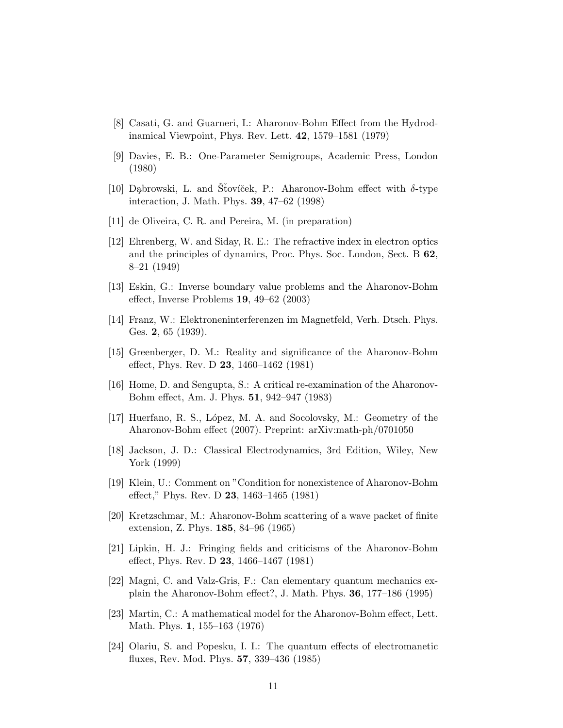[8] Casati, G. and Guarneri, I.: Aharonov-Bohm Effect from the Hydrodinamical Viewpoint, Phys. Rev. Lett. **42**, 1579–1581 (1979)

[9] Davies, E. B.: One-Parameter Semigroups, Academic Press, London (1980)

[10] Dąbrowski, L. and Šťovíček, P.: Aharonov-Bohm effect with $\delta$-type interaction, J. Math. Phys. **39**, 47–62 (1998)

[11] de Oliveira, C. R. and Pereira, M. (in preparation)

[12] Ehrenberg, W. and Siday, R. E.: The refractive index in electron optics and the principles of dynamics, Proc. Phys. Soc. London, Sect. B **62**, 8–21 (1949)

[13] Eskin, G.: Inverse boundary value problems and the Aharonov-Bohm effect, Inverse Problems **19**, 49–62 (2003)

[14] Franz, W.: Elektroneninterferenzen im Magnetfeld, Verh. Dtsch. Phys. Ges. **2**, 65 (1939).

[15] Greenberger, D. M.: Reality and significance of the Aharonov-Bohm effect, Phys. Rev. D **23**, 1460–1462 (1981)

[16] Home, D. and Sengupta, S.: A critical re-examination of the Aharonov-Bohm effect, Am. J. Phys. **51**, 942–947 (1983)

[17] Huerfano, R. S., López, M. A. and Socolovsky, M.: Geometry of the Aharonov-Bohm effect (2007). Preprint: arXiv:math-ph/0701050

[18] Jackson, J. D.: Classical Electrodynamics, 3rd Edition, Wiley, New York (1999)

[19] Klein, U.: Comment on "Condition for nonexistence of Aharonov-Bohm effect," Phys. Rev. D **23**, 1463–1465 (1981)

[20] Kretzschmar, M.: Aharonov-Bohm scattering of a wave packet of finite extension, Z. Phys. **185**, 84–96 (1965)

[21] Lipkin, H. J.: Fringing fields and criticisms of the Aharonov-Bohm effect, Phys. Rev. D **23**, 1466–1467 (1981)

[22] Magni, C. and Valz-Gris, F.: Can elementary quantum mechanics explain the Aharonov-Bohm effect?, J. Math. Phys. **36**, 177–186 (1995)

[23] Martin, C.: A mathematical model for the Aharonov-Bohm effect, Lett. Math. Phys. **1**, 155–163 (1976)

[24] Olariu, S. and Popesku, I. I.: The quantum effects of electromanetic fluxes, Rev. Mod. Phys. **57**, 339–436 (1985)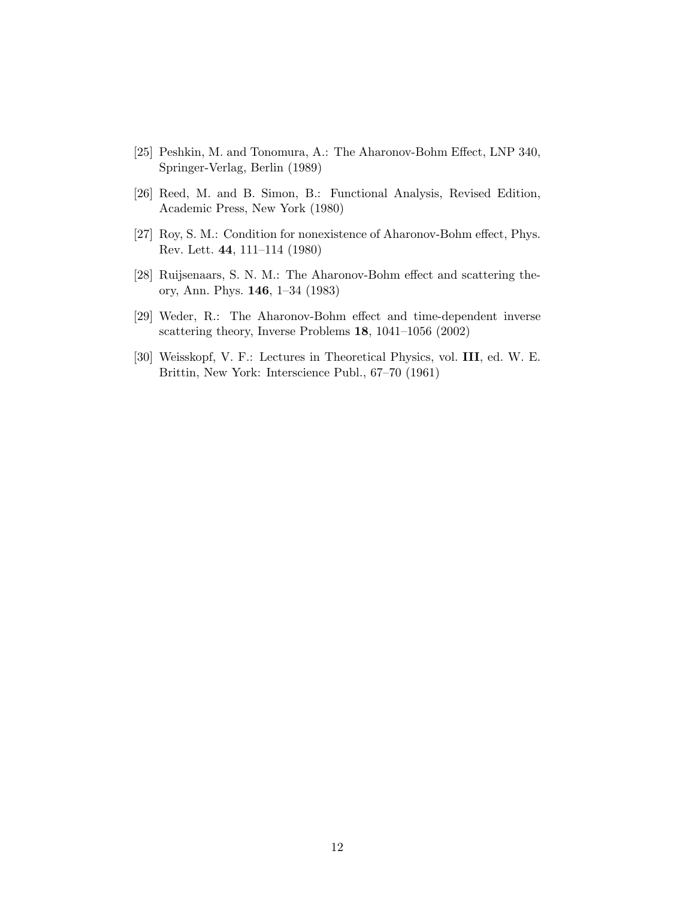[25] Peshkin, M. and Tonomura, A.: The Aharonov-Bohm Effect, LNP 340, Springer-Verlag, Berlin (1989)

[26] Reed, M. and B. Simon, B.: Functional Analysis, Revised Edition, Academic Press, New York (1980)

[27] Roy, S. M.: Condition for nonexistence of Aharonov-Bohm effect, Phys. Rev. Lett. **44**, 111–114 (1980)

[28] Ruijsenaars, S. N. M.: The Aharonov-Bohm effect and scattering theory, Ann. Phys. **146**, 1–34 (1983)

[29] Weder, R.: The Aharonov-Bohm effect and time-dependent inverse scattering theory, Inverse Problems **18**, 1041–1056 (2002)

[30] Weisskopf, V. F.: Lectures in Theoretical Physics, vol. **III**, ed. W. E. Brittin, New York: Interscience Publ., 67–70 (1961)